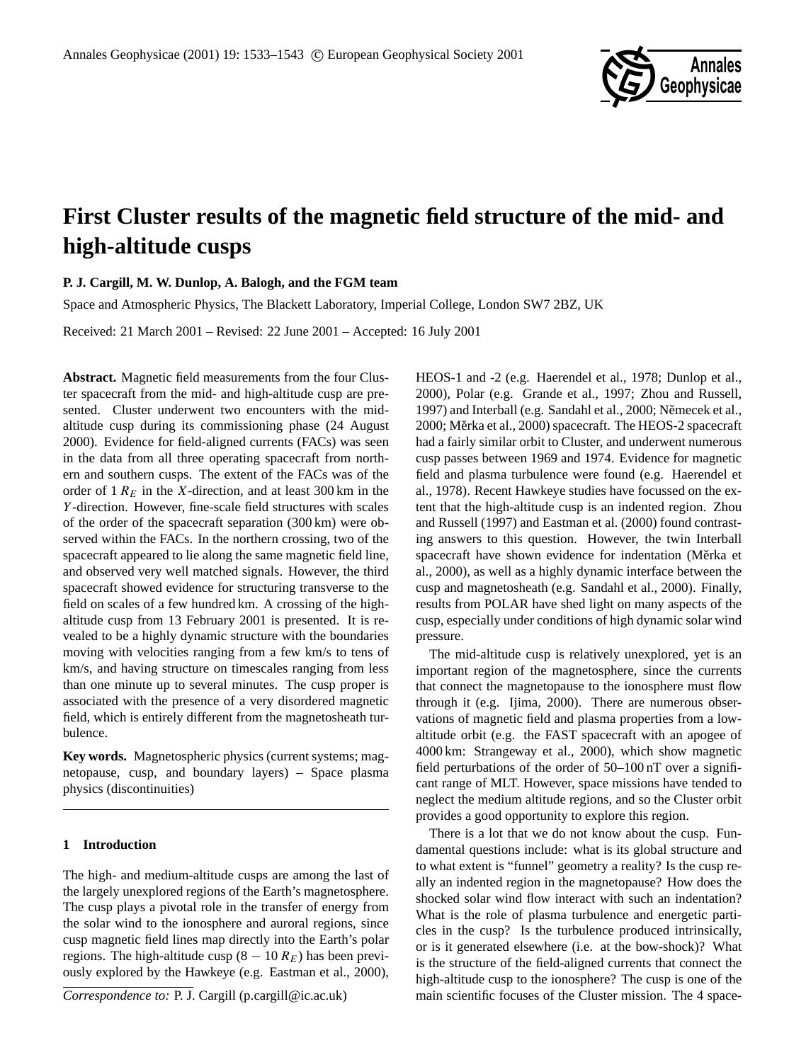# First Cluster results of the magnetic field structure of the mid- and high-altitude cusps

**P. J. Cargill, M. W. Dunlop, A. Balogh, and the FGM team**

Space and Atmospheric Physics, The Blackett Laboratory, Imperial College, London SW7 2BZ, UK

Received: 21 March 2001 – Revised: 22 June 2001 – Accepted: 16 July 2001

**Abstract.** Magnetic field measurements from the four Cluster spacecraft from the mid- and high-altitude cusp are presented. Cluster underwent two encounters with the mid-altitude cusp during its commissioning phase (24 August 2000). Evidence for field-aligned currents (FACs) was seen in the data from all three operating spacecraft from northern and southern cusps. The extent of the FACs was of the order of 1 $R_E$ in the $X$-direction, and at least 300 km in the $Y$-direction. However, fine-scale field structures with scales of the order of the spacecraft separation (300 km) were observed within the FACs. In the northern crossing, two of the spacecraft appeared to lie along the same magnetic field line, and observed very well matched signals. However, the third spacecraft showed evidence for structuring transverse to the field on scales of a few hundred km. A crossing of the high-altitude cusp from 13 February 2001 is presented. It is revealed to be a highly dynamic structure with the boundaries moving with velocities ranging from a few km/s to tens of km/s, and having structure on timescales ranging from less than one minute up to several minutes. The cusp proper is associated with the presence of a very disordered magnetic field, which is entirely different from the magnetosheath turbulence.

**Key words.** Magnetospheric physics (current systems; magnetopause, cusp, and boundary layers) – Space plasma physics (discontinuities)

## 1 Introduction

The high- and medium-altitude cusps are among the last of the largely unexplored regions of the Earth's magnetosphere. The cusp plays a pivotal role in the transfer of energy from the solar wind to the ionosphere and auroral regions, since cusp magnetic field lines map directly into the Earth's polar regions. The high-altitude cusp ($8-10\,R_E$) has been previously explored by the Hawkeye (e.g. Eastman et al., 2000), HEOS-1 and -2 (e.g. Haerendel et al., 1978; Dunlop et al., 2000), Polar (e.g. Grande et al., 1997; Zhou and Russell, 1997) and Interball (e.g. Sandahl et al., 2000; Němecek et al., 2000; Měrka et al., 2000) spacecraft. The HEOS-2 spacecraft had a fairly similar orbit to Cluster, and underwent numerous cusp passes between 1969 and 1974. Evidence for magnetic field and plasma turbulence were found (e.g. Haerendel et al., 1978). Recent Hawkeye studies have focussed on the extent that the high-altitude cusp is an indented region. Zhou and Russell (1997) and Eastman et al. (2000) found contrasting answers to this question. However, the twin Interball spacecraft have shown evidence for indentation (Měrka et al., 2000), as well as a highly dynamic interface between the cusp and magnetosheath (e.g. Sandahl et al., 2000). Finally, results from POLAR have shed light on many aspects of the cusp, especially under conditions of high dynamic solar wind pressure.

The mid-altitude cusp is relatively unexplored, yet is an important region of the magnetosphere, since the currents that connect the magnetopause to the ionosphere must flow through it (e.g. Ijima, 2000). There are numerous observations of magnetic field and plasma properties from a low-altitude orbit (e.g. the FAST spacecraft with an apogee of 4000 km: Strangeway et al., 2000), which show magnetic field perturbations of the order of 50–100 nT over a significant range of MLT. However, space missions have tended to neglect the medium altitude regions, and so the Cluster orbit provides a good opportunity to explore this region.

There is a lot that we do not know about the cusp. Fundamental questions include: what is its global structure and to what extent is "funnel" geometry a reality? Is the cusp really an indented region in the magnetopause? How does the shocked solar wind flow interact with such an indentation? What is the role of plasma turbulence and energetic particles in the cusp? Is the turbulence produced intrinsically, or is it generated elsewhere (i.e. at the bow-shock)? What is the structure of the field-aligned currents that connect the high-altitude cusp to the ionosphere? The cusp is one of the main scientific focuses of the Cluster mission. The 4 space-

*Correspondence to:* P. J. Cargill (p.cargill@ic.ac.uk)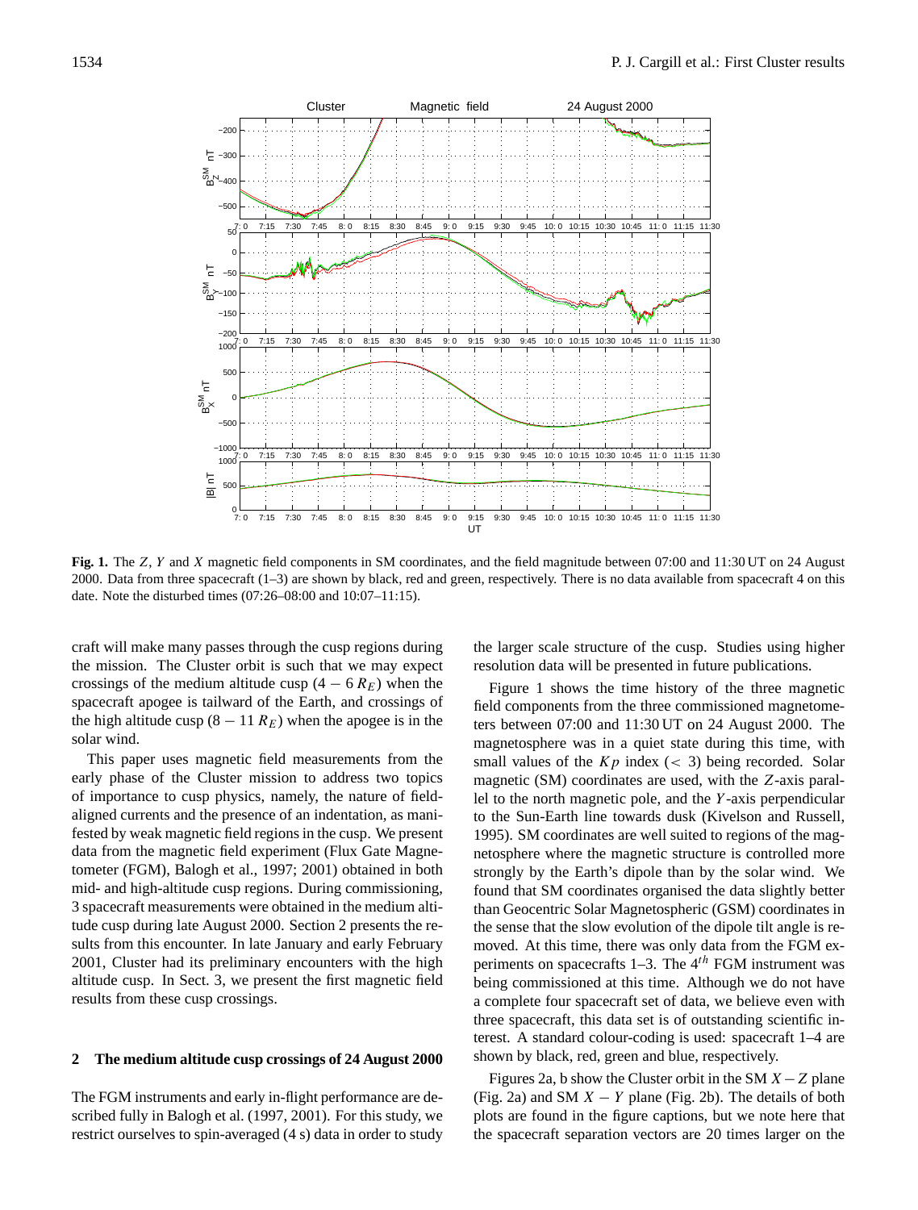Cluster

Magnetic field

24 August 2000

$B_Z^{SM}$ nT

−200
−300
−400
−500

7: 0 7:15 7:30 7:45 8: 0 8:15 8:30 8:45 9: 0 9:15 9:30 9:45 10: 0 10:15 10:30 10:45 11: 0 11:15 11:30

$B_Y^{SM}$ nT

50
0
−50
−100
−150
−200

7: 0 7:15 7:30 7:45 8: 0 8:15 8:30 8:45 9: 0 9:15 9:30 9:45 10: 0 10:15 10:30 10:45 11: 0 11:15 11:30

$B_X^{SM}$ nT

1000
500
0
−500
−1000

7: 0 7:15 7:30 7:45 8: 0 8:15 8:30 8:45 9: 0 9:15 9:30 9:45 10: 0 10:15 10:30 10:45 11: 0 11:15 11:30

|B| nT

1000
500
0

7: 0 7:15 7:30 7:45 8: 0 8:15 8:30 8:45 9: 0 9:15 9:30 9:45 10: 0 10:15 10:30 10:45 11: 0 11:15 11:30

UT

**Fig. 1.** The $Z$, $Y$ and $X$ magnetic field components in SM coordinates, and the field magnitude between 07:00 and 11:30 UT on 24 August 2000. Data from three spacecraft (1–3) are shown by black, red and green, respectively. There is no data available from spacecraft 4 on this date. Note the disturbed times (07:26–08:00 and 10:07–11:15).

craft will make many passes through the cusp regions during the mission. The Cluster orbit is such that we may expect crossings of the medium altitude cusp ($4-6\,R_E$) when the spacecraft apogee is tailward of the Earth, and crossings of the high altitude cusp ($8-11\,R_E$) when the apogee is in the solar wind.

This paper uses magnetic field measurements from the early phase of the Cluster mission to address two topics of importance to cusp physics, namely, the nature of field-aligned currents and the presence of an indentation, as manifested by weak magnetic field regions in the cusp. We present data from the magnetic field experiment (Flux Gate Magnetometer (FGM), Balogh et al., 1997; 2001) obtained in both mid- and high-altitude cusp regions. During commissioning, 3 spacecraft measurements were obtained in the medium altitude cusp during late August 2000. Section 2 presents the results from this encounter. In late January and early February 2001, Cluster had its preliminary encounters with the high altitude cusp. In Sect. 3, we present the first magnetic field results from these cusp crossings.

## 2 The medium altitude cusp crossings of 24 August 2000

The FGM instruments and early in-flight performance are described fully in Balogh et al. (1997, 2001). For this study, we restrict ourselves to spin-averaged (4 s) data in order to study the larger scale structure of the cusp. Studies using higher resolution data will be presented in future publications.

Figure 1 shows the time history of the three magnetic field components from the three commissioned magnetometers between 07:00 and 11:30 UT on 24 August 2000. The magnetosphere was in a quiet state during this time, with small values of the $Kp$ index ($<3$) being recorded. Solar magnetic (SM) coordinates are used, with the $Z$-axis parallel to the north magnetic pole, and the $Y$-axis perpendicular to the Sun-Earth line towards dusk (Kivelson and Russell, 1995). SM coordinates are well suited to regions of the magnetosphere where the magnetic structure is controlled more strongly by the Earth's dipole than by the solar wind. We found that SM coordinates organised the data slightly better than Geocentric Solar Magnetospheric (GSM) coordinates in the sense that the slow evolution of the dipole tilt angle is removed. At this time, there was only data from the FGM experiments on spacecrafts 1–3. The $4^{th}$ FGM instrument was being commissioned at this time. Although we do not have a complete four spacecraft set of data, we believe even with three spacecraft, this data set is of outstanding scientific interest. A standard colour-coding is used: spacecraft 1–4 are shown by black, red, green and blue, respectively.

Figures 2a, b show the Cluster orbit in the SM $X-Z$ plane (Fig. 2a) and SM $X-Y$ plane (Fig. 2b). The details of both plots are found in the figure captions, but we note here that the spacecraft separation vectors are 20 times larger on the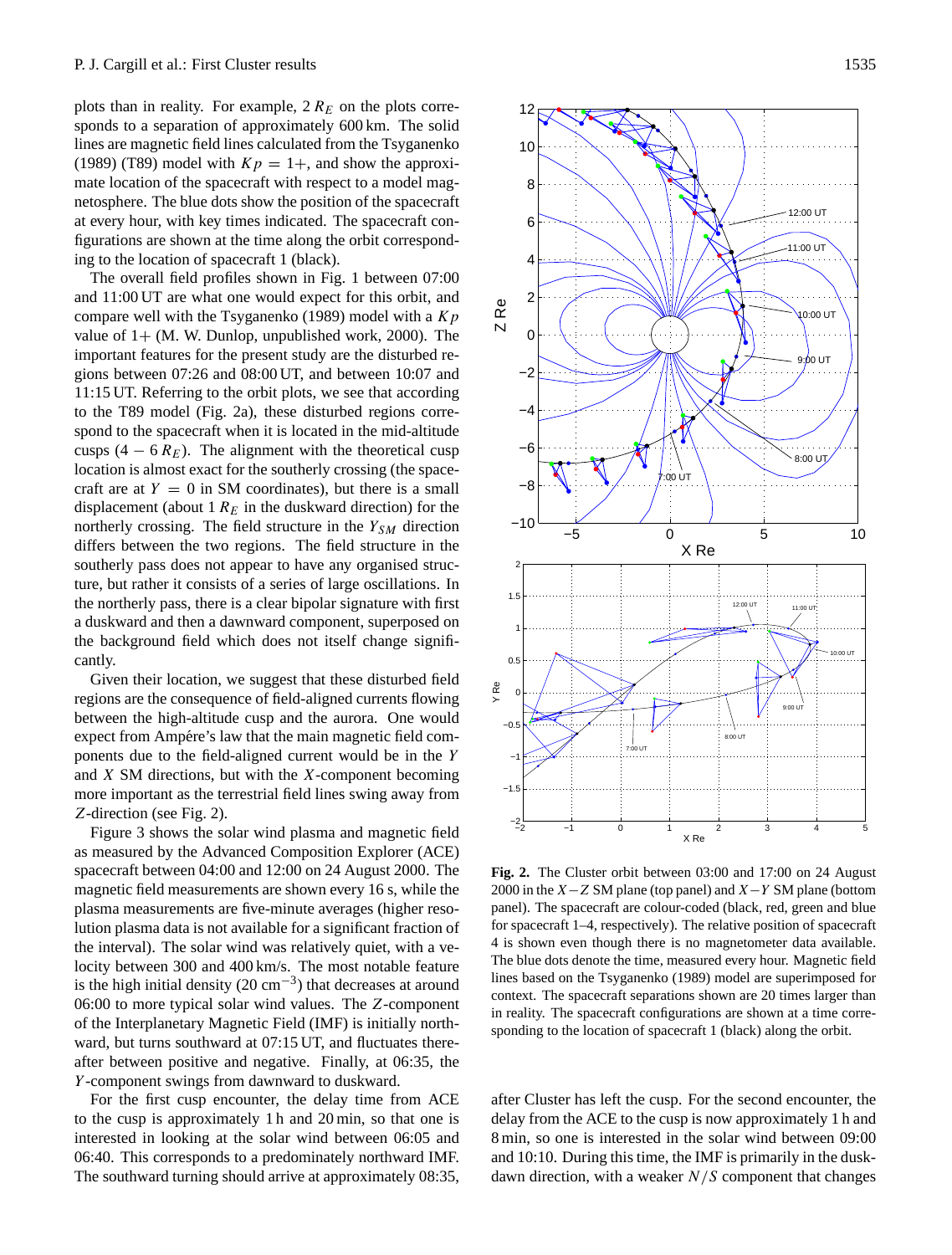plots than in reality. For example, 2 $R_E$ on the plots corresponds to a separation of approximately 600 km. The solid lines are magnetic field lines calculated from the Tsyganenko (1989) (T89) model with $Kp = 1+$, and show the approximate location of the spacecraft with respect to a model magnetosphere. The blue dots show the position of the spacecraft at every hour, with key times indicated. The spacecraft configurations are shown at the time along the orbit corresponding to the location of spacecraft 1 (black).

The overall field profiles shown in Fig. 1 between 07:00 and 11:00 UT are what one would expect for this orbit, and compare well with the Tsyganenko (1989) model with a $Kp$ value of 1+ (M. W. Dunlop, unpublished work, 2000). The important features for the present study are the disturbed regions between 07:26 and 08:00 UT, and between 10:07 and 11:15 UT. Referring to the orbit plots, we see that according to the T89 model (Fig. 2a), these disturbed regions correspond to the spacecraft when it is located in the mid-altitude cusps ($4-6\,R_E$). The alignment with the theoretical cusp location is almost exact for the southerly crossing (the spacecraft are at $Y = 0$ in SM coordinates), but there is a small displacement (about 1 $R_E$ in the duskward direction) for the northerly crossing. The field structure in the $Y_{SM}$ direction differs between the two regions. The field structure in the southerly pass does not appear to have any organised structure, but rather it consists of a series of large oscillations. In the northerly pass, there is a clear bipolar signature with first a duskward and then a dawnward component, superposed on the background field which does not itself change significantly.

Given their location, we suggest that these disturbed field regions are the consequence of field-aligned currents flowing between the high-altitude cusp and the aurora. One would expect from Ampére's law that the main magnetic field components due to the field-aligned current would be in the $Y$ and $X$ SM directions, but with the $X$-component becoming more important as the terrestrial field lines swing away from $Z$-direction (see Fig. 2).

Figure 3 shows the solar wind plasma and magnetic field as measured by the Advanced Composition Explorer (ACE) spacecraft between 04:00 and 12:00 on 24 August 2000. The magnetic field measurements are shown every 16 s, while the plasma measurements are five-minute averages (higher resolution plasma data is not available for a significant fraction of the interval). The solar wind was relatively quiet, with a velocity between 300 and 400 km/s. The most notable feature is the high initial density (20 $\text{cm}^{-3}$) that decreases at around 06:00 to more typical solar wind values. The $Z$-component of the Interplanetary Magnetic Field (IMF) is initially northward, but turns southward at 07:15 UT, and fluctuates thereafter between positive and negative. Finally, at 06:35, the $Y$-component swings from dawnward to duskward.

For the first cusp encounter, the delay time from ACE to the cusp is approximately 1 h and 20 min, so that one is interested in looking at the solar wind between 06:05 and 06:40. This corresponds to a predominately northward IMF. The southward turning should arrive at approximately 08:35, after Cluster has left the cusp. For the second encounter, the delay from the ACE to the cusp is now approximately 1 h and 8 min, so one is interested in the solar wind between 09:00 and 10:10. During this time, the IMF is primarily in the dusk-dawn direction, with a weaker $N/S$ component that changes

Z Re
X Re
12:00 UT
11:00 UT
10:00 UT
9:00 UT
8:00 UT
7:00 UT

Y Re
X Re
12:00 UT
11:00 UT
10:00 UT
9:00 UT
8:00 UT
7:00 UT

**Fig. 2.** The Cluster orbit between 03:00 and 17:00 on 24 August 2000 in the $X-Z$ SM plane (top panel) and $X-Y$ SM plane (bottom panel). The spacecraft are colour-coded (black, red, green and blue for spacecraft 1–4, respectively). The relative position of spacecraft 4 is shown even though there is no magnetometer data available. The blue dots denote the time, measured every hour. Magnetic field lines based on the Tsyganenko (1989) model are superimposed for context. The spacecraft separations shown are 20 times larger than in reality. The spacecraft configurations are shown at a time corresponding to the location of spacecraft 1 (black) along the orbit.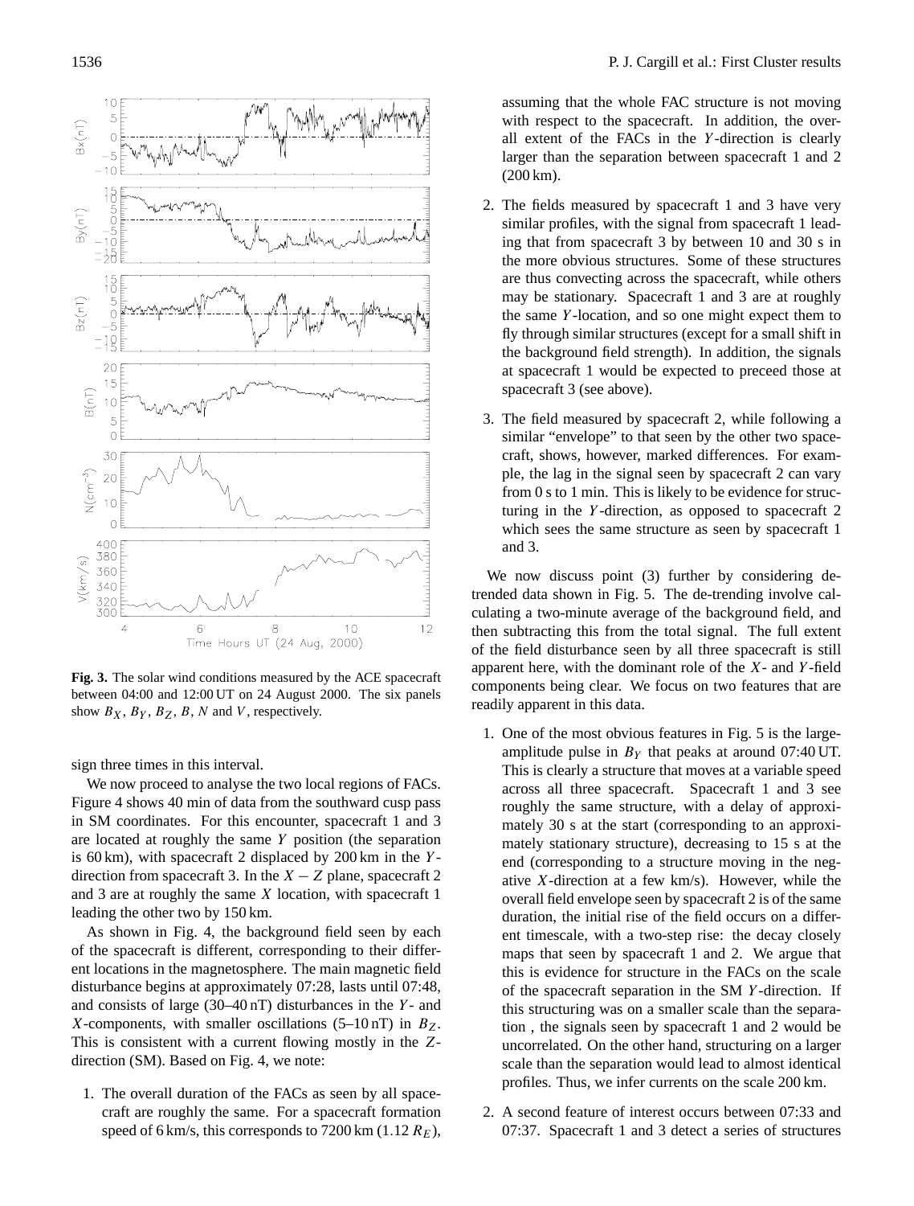Bx(nT)
10
5
0
−5
−10

By(nT)
15
10
5
0
−5
−10
−15
−20

Bz(nT)
15
10
5
0
−5
−10
−15

B(nT)
20
15
10
5
0

N(cm$^{-3}$)
30
20
10
0

V(km/s)
400
380
360
340
320
300

4
6
8
10
12
Time Hours UT (24 Aug, 2000)

**Fig. 3.** The solar wind conditions measured by the ACE spacecraft between 04:00 and 12:00 UT on 24 August 2000. The six panels show $B_X$, $B_Y$, $B_Z$, $B$, $N$ and $V$, respectively.

sign three times in this interval.

We now proceed to analyse the two local regions of FACs. Figure 4 shows 40 min of data from the southward cusp pass in SM coordinates. For this encounter, spacecraft 1 and 3 are located at roughly the same $Y$ position (the separation is 60 km), with spacecraft 2 displaced by 200 km in the $Y$-direction from spacecraft 3. In the $X-Z$ plane, spacecraft 2 and 3 are at roughly the same $X$ location, with spacecraft 1 leading the other two by 150 km.

As shown in Fig. 4, the background field seen by each of the spacecraft is different, corresponding to their different locations in the magnetosphere. The main magnetic field disturbance begins at approximately 07:28, lasts until 07:48, and consists of large (30–40 nT) disturbances in the $Y$- and $X$-components, with smaller oscillations (5–10 nT) in $B_Z$. This is consistent with a current flowing mostly in the $Z$-direction (SM). Based on Fig. 4, we note:

1. The overall duration of the FACs as seen by all spacecraft are roughly the same. For a spacecraft formation speed of 6 km/s, this corresponds to 7200 km (1.12 $R_E$), assuming that the whole FAC structure is not moving with respect to the spacecraft. In addition, the overall extent of the FACs in the $Y$-direction is clearly larger than the separation between spacecraft 1 and 2 (200 km).
2. The fields measured by spacecraft 1 and 3 have very similar profiles, with the signal from spacecraft 1 leading that from spacecraft 3 by between 10 and 30 s in the more obvious structures. Some of these structures are thus convecting across the spacecraft, while others may be stationary. Spacecraft 1 and 3 are at roughly the same $Y$-location, and so one might expect them to fly through similar structures (except for a small shift in the background field strength). In addition, the signals at spacecraft 1 would be expected to preceed those at spacecraft 3 (see above).
3. The field measured by spacecraft 2, while following a similar "envelope" to that seen by the other two spacecraft, shows, however, marked differences. For example, the lag in the signal seen by spacecraft 2 can vary from 0 s to 1 min. This is likely to be evidence for structuring in the $Y$-direction, as opposed to spacecraft 2 which sees the same structure as seen by spacecraft 1 and 3.

We now discuss point (3) further by considering detrended data shown in Fig. 5. The de-trending involve calculating a two-minute average of the background field, and then subtracting this from the total signal. The full extent of the field disturbance seen by all three spacecraft is still apparent here, with the dominant role of the $X$- and $Y$-field components being clear. We focus on two features that are readily apparent in this data.

1. One of the most obvious features in Fig. 5 is the large-amplitude pulse in $B_Y$ that peaks at around 07:40 UT. This is clearly a structure that moves at a variable speed across all three spacecraft. Spacecraft 1 and 3 see roughly the same structure, with a delay of approximately 30 s at the start (corresponding to an approximately stationary structure), decreasing to 15 s at the end (corresponding to a structure moving in the negative $X$-direction at a few km/s). However, while the overall field envelope seen by spacecraft 2 is of the same duration, the initial rise of the field occurs on a different timescale, with a two-step rise: the decay closely maps that seen by spacecraft 1 and 2. We argue that this is evidence for structure in the FACs on the scale of the spacecraft separation in the SM $Y$-direction. If this structuring was on a smaller scale than the separation , the signals seen by spacecraft 1 and 2 would be uncorrelated. On the other hand, structuring on a larger scale than the separation would lead to almost identical profiles. Thus, we infer currents on the scale 200 km.
2. A second feature of interest occurs between 07:33 and 07:37. Spacecraft 1 and 3 detect a series of structures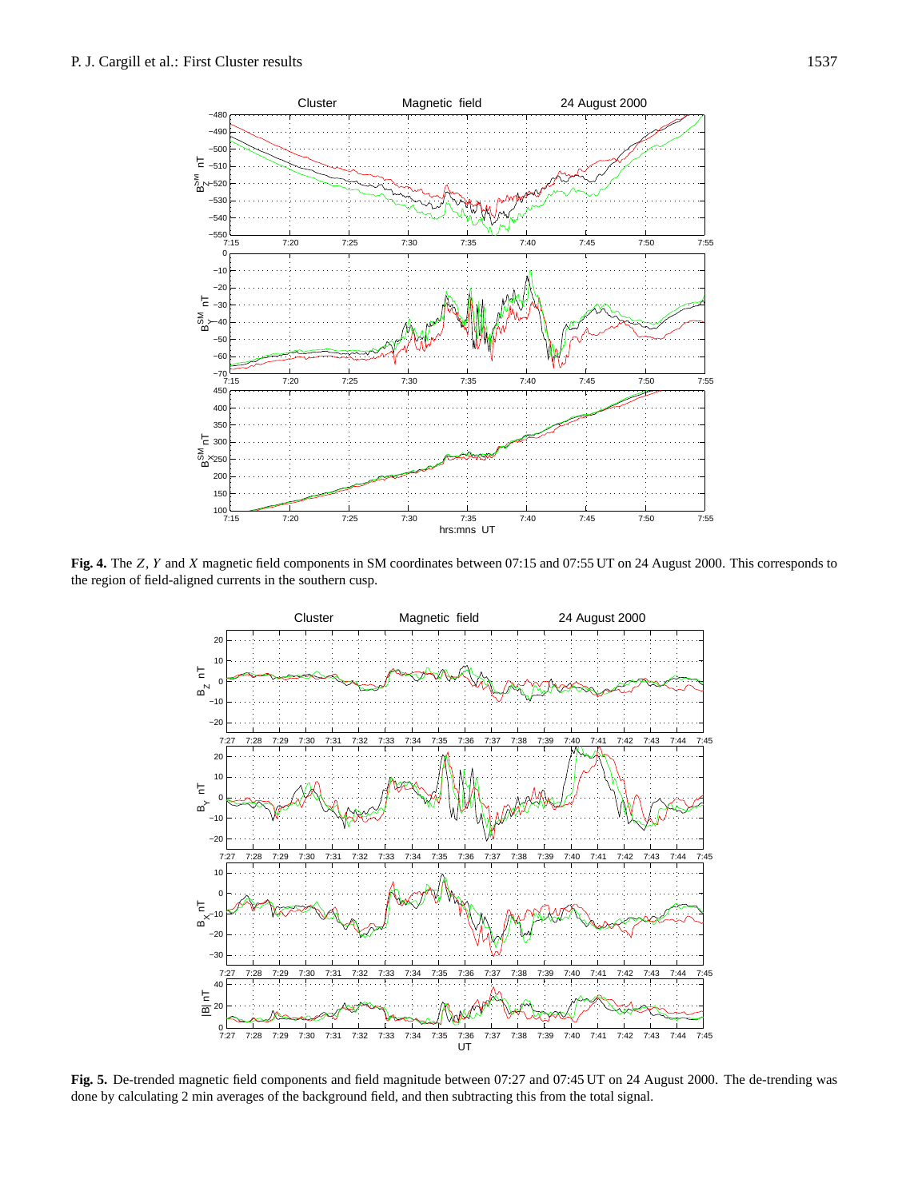Cluster Magnetic field 24 August 2000

$B_Z^{SM}$ nT

−480
−490
−500
−510
−520
−530
−540
−550

7:15 7:20 7:25 7:30 7:35 7:40 7:45 7:50 7:55

$B_Y^{SM}$ nT

0
−10
−20
−30
−40
−50
−60
−70

7:15 7:20 7:25 7:30 7:35 7:40 7:45 7:50 7:55

$B_X^{SM}$ nT

450
400
350
300
250
200
150
100

7:15 7:20 7:25 7:30 7:35 7:40 7:45 7:50 7:55

hrs:mns UT

**Fig. 4.** The $Z$, $Y$ and $X$ magnetic field components in SM coordinates between 07:15 and 07:55 UT on 24 August 2000. This corresponds to the region of field-aligned currents in the southern cusp.

Cluster Magnetic field 24 August 2000

$B_Z$ nT

20
10
0
−10
−20

7:27 7:28 7:29 7:30 7:31 7:32 7:33 7:34 7:35 7:36 7:37 7:38 7:39 7:40 7:41 7:42 7:43 7:44 7:45

$B_Y$ nT

20
10
0
−10
−20

7:27 7:28 7:29 7:30 7:31 7:32 7:33 7:34 7:35 7:36 7:37 7:38 7:39 7:40 7:41 7:42 7:43 7:44 7:45

$B_X$ nT

10
0
−10
−20
−30

7:27 7:28 7:29 7:30 7:31 7:32 7:33 7:34 7:35 7:36 7:37 7:38 7:39 7:40 7:41 7:42 7:43 7:44 7:45

|B| nT

40
20
0

7:27 7:28 7:29 7:30 7:31 7:32 7:33 7:34 7:35 7:36 7:37 7:38 7:39 7:40 7:41 7:42 7:43 7:44 7:45

UT

**Fig. 5.** De-trended magnetic field components and field magnitude between 07:27 and 07:45 UT on 24 August 2000. The de-trending was done by calculating 2 min averages of the background field, and then subtracting this from the total signal.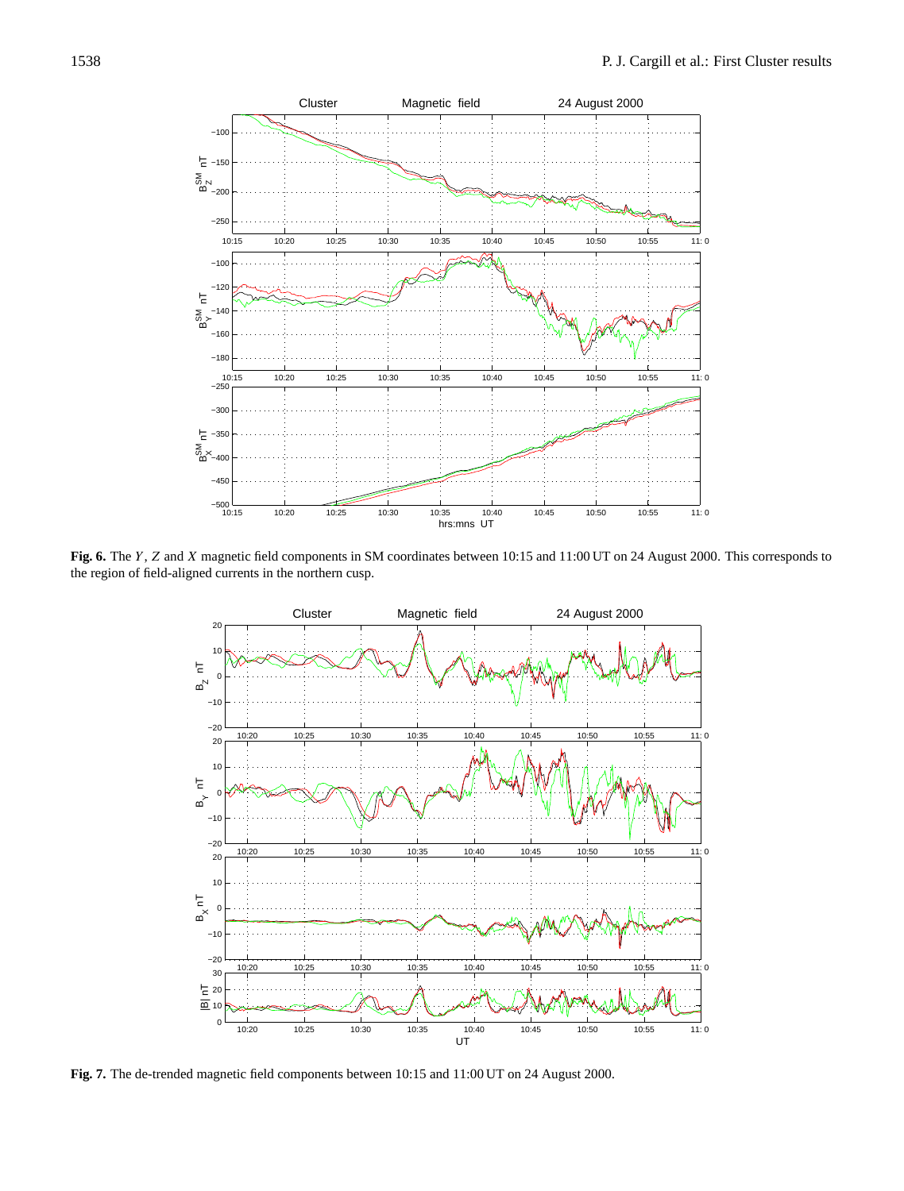Cluster Magnetic field 24 August 2000

$B_Z^{SM}$ nT

−100
−150
−200
−250

10:15 10:20 10:25 10:30 10:35 10:40 10:45 10:50 10:55 11: 0

$B_Y^{SM}$ nT

−100
−120
−140
−160
−180

10:15 10:20 10:25 10:30 10:35 10:40 10:45 10:50 10:55 11: 0

$B_X^{SM}$ nT

−250
−300
−350
−400
−450
−500

10:15 10:20 10:25 10:30 10:35 10:40 10:45 10:50 10:55 11: 0

hrs:mns UT

**Fig. 6.** The $Y$, $Z$ and $X$ magnetic field components in SM coordinates between 10:15 and 11:00 UT on 24 August 2000. This corresponds to the region of field-aligned currents in the northern cusp.

Cluster Magnetic field 24 August 2000

$B_Z$ nT

20
10
0
−10
−20

10:20 10:25 10:30 10:35 10:40 10:45 10:50 10:55 11: 0

$B_Y$ nT

20
10
0
−10
−20

10:20 10:25 10:30 10:35 10:40 10:45 10:50 10:55 11: 0

$B_X$ nT

20
10
0
−10
−20

10:20 10:25 10:30 10:35 10:40 10:45 10:50 10:55 11: 0

|B| nT

30
20
10
0

10:20 10:25 10:30 10:35 10:40 10:45 10:50 10:55 11: 0

UT

**Fig. 7.** The de-trended magnetic field components between 10:15 and 11:00 UT on 24 August 2000.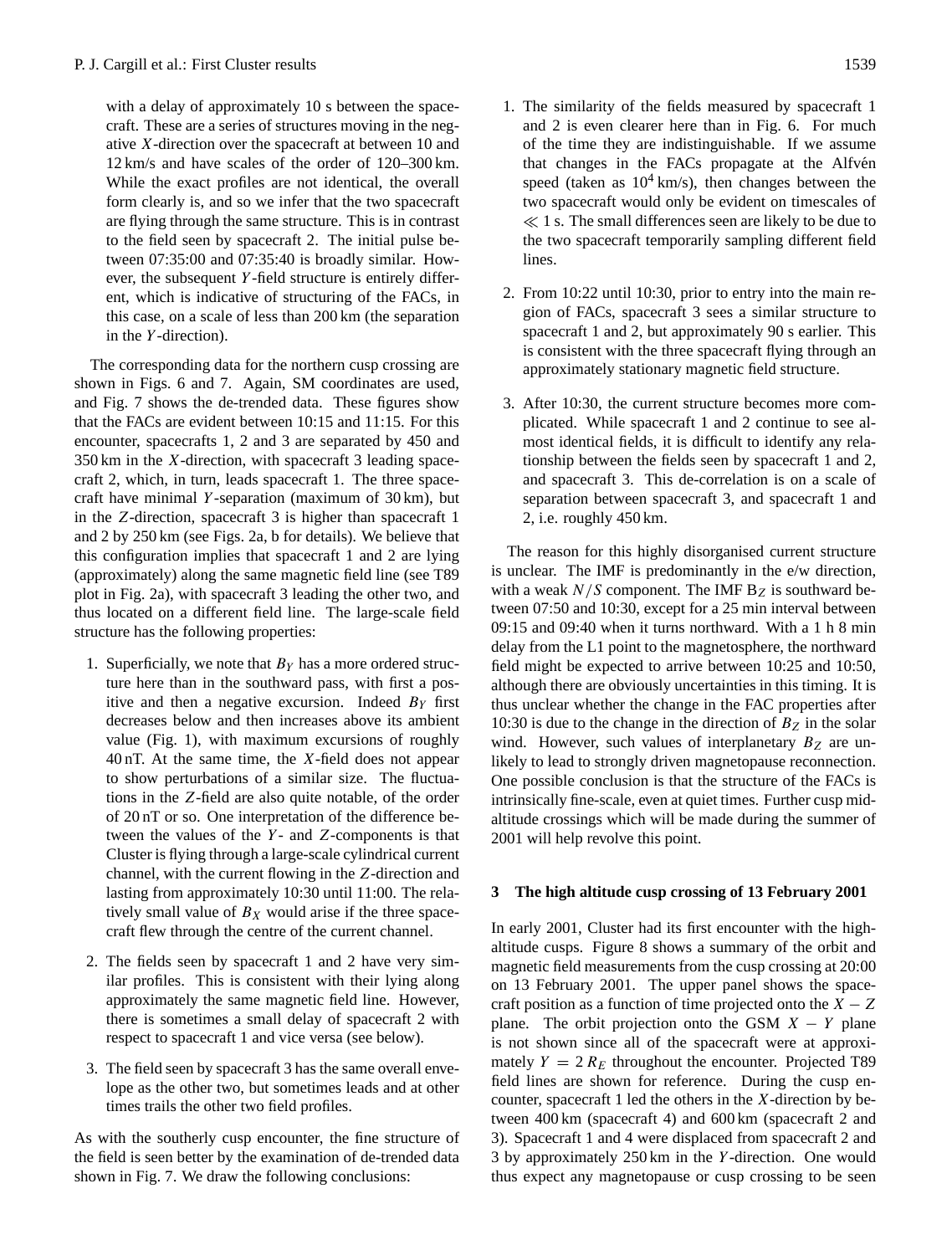with a delay of approximately 10 s between the spacecraft. These are a series of structures moving in the negative $X$-direction over the spacecraft at between 10 and 12 km/s and have scales of the order of 120–300 km. While the exact profiles are not identical, the overall form clearly is, and so we infer that the two spacecraft are flying through the same structure. This is in contrast to the field seen by spacecraft 2. The initial pulse between 07:35:00 and 07:35:40 is broadly similar. However, the subsequent $Y$-field structure is entirely different, which is indicative of structuring of the FACs, in this case, on a scale of less than 200 km (the separation in the $Y$-direction).

The corresponding data for the northern cusp crossing are shown in Figs. 6 and 7. Again, SM coordinates are used, and Fig. 7 shows the de-trended data. These figures show that the FACs are evident between 10:15 and 11:15. For this encounter, spacecrafts 1, 2 and 3 are separated by 450 and 350 km in the $X$-direction, with spacecraft 3 leading spacecraft 2, which, in turn, leads spacecraft 1. The three spacecraft have minimal $Y$-separation (maximum of 30 km), but in the $Z$-direction, spacecraft 3 is higher than spacecraft 1 and 2 by 250 km (see Figs. 2a, b for details). We believe that this configuration implies that spacecraft 1 and 2 are lying (approximately) along the same magnetic field line (see T89 plot in Fig. 2a), with spacecraft 3 leading the other two, and thus located on a different field line. The large-scale field structure has the following properties:

1. Superficially, we note that $B_Y$ has a more ordered structure here than in the southward pass, with first a positive and then a negative excursion. Indeed $B_Y$ first decreases below and then increases above its ambient value (Fig. 1), with maximum excursions of roughly 40 nT. At the same time, the $X$-field does not appear to show perturbations of a similar size. The fluctuations in the $Z$-field are also quite notable, of the order of 20 nT or so. One interpretation of the difference between the values of the $Y$- and $Z$-components is that Cluster is flying through a large-scale cylindrical current channel, with the current flowing in the $Z$-direction and lasting from approximately 10:30 until 11:00. The relatively small value of $B_X$ would arise if the three spacecraft flew through the centre of the current channel.
2. The fields seen by spacecraft 1 and 2 have very similar profiles. This is consistent with their lying along approximately the same magnetic field line. However, there is sometimes a small delay of spacecraft 2 with respect to spacecraft 1 and vice versa (see below).
3. The field seen by spacecraft 3 has the same overall envelope as the other two, but sometimes leads and at other times trails the other two field profiles.

As with the southerly cusp encounter, the fine structure of the field is seen better by the examination of de-trended data shown in Fig. 7. We draw the following conclusions:

1. The similarity of the fields measured by spacecraft 1 and 2 is even clearer here than in Fig. 6. For much of the time they are indistinguishable. If we assume that changes in the FACs propagate at the Alfvén speed (taken as $10^4$ km/s), then changes between the two spacecraft would only be evident on timescales of $\ll 1$ s. The small differences seen are likely to be due to the two spacecraft temporarily sampling different field lines.
2. From 10:22 until 10:30, prior to entry into the main region of FACs, spacecraft 3 sees a similar structure to spacecraft 1 and 2, but approximately 90 s earlier. This is consistent with the three spacecraft flying through an approximately stationary magnetic field structure.
3. After 10:30, the current structure becomes more complicated. While spacecraft 1 and 2 continue to see almost identical fields, it is difficult to identify any relationship between the fields seen by spacecraft 1 and 2, and spacecraft 3. This de-correlation is on a scale of separation between spacecraft 3, and spacecraft 1 and 2, i.e. roughly 450 km.

The reason for this highly disorganised current structure is unclear. The IMF is predominantly in the e/w direction, with a weak $N/S$ component. The IMF $B_Z$ is southward between 07:50 and 10:30, except for a 25 min interval between 09:15 and 09:40 when it turns northward. With a 1 h 8 min delay from the L1 point to the magnetosphere, the northward field might be expected to arrive between 10:25 and 10:50, although there are obviously uncertainties in this timing. It is thus unclear whether the change in the FAC properties after 10:30 is due to the change in the direction of $B_Z$ in the solar wind. However, such values of interplanetary $B_Z$ are unlikely to lead to strongly driven magnetopause reconnection. One possible conclusion is that the structure of the FACs is intrinsically fine-scale, even at quiet times. Further cusp mid-altitude crossings which will be made during the summer of 2001 will help revolve this point.

## 3 The high altitude cusp crossing of 13 February 2001

In early 2001, Cluster had its first encounter with the high-altitude cusps. Figure 8 shows a summary of the orbit and magnetic field measurements from the cusp crossing at 20:00 on 13 February 2001. The upper panel shows the spacecraft position as a function of time projected onto the $X-Z$ plane. The orbit projection onto the GSM $X-Y$ plane is not shown since all of the spacecraft were at approximately $Y = 2\,R_E$ throughout the encounter. Projected T89 field lines are shown for reference. During the cusp encounter, spacecraft 1 led the others in the $X$-direction by between 400 km (spacecraft 4) and 600 km (spacecraft 2 and 3). Spacecraft 1 and 4 were displaced from spacecraft 2 and 3 by approximately 250 km in the $Y$-direction. One would thus expect any magnetopause or cusp crossing to be seen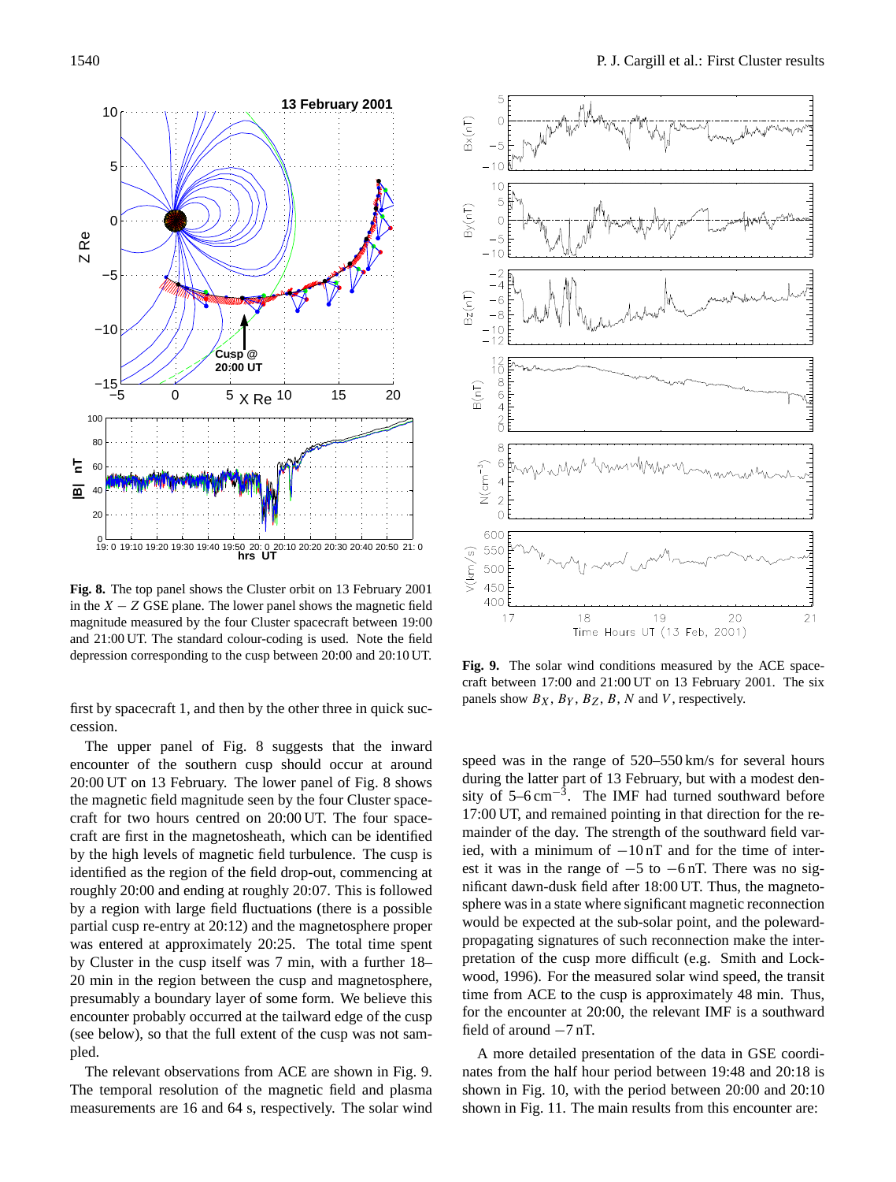13 February 2001

Z Re

X Re

Cusp @ 20:00 UT

|B| nT

hrs UT

**Fig. 8.** The top panel shows the Cluster orbit on 13 February 2001 in the $X-Z$ GSE plane. The lower panel shows the magnetic field magnitude measured by the four Cluster spacecraft between 19:00 and 21:00 UT. The standard colour-coding is used. Note the field depression corresponding to the cusp between 20:00 and 20:10 UT.

Bx(nT)

By(nT)

Bz(nT)

B(nT)

N(cm$^{-3}$)

V(km/s)

Time Hours UT (13 Feb, 2001)

**Fig. 9.** The solar wind conditions measured by the ACE spacecraft between 17:00 and 21:00 UT on 13 February 2001. The six panels show $B_X$, $B_Y$, $B_Z$, $B$, $N$ and $V$, respectively.

first by spacecraft 1, and then by the other three in quick succession.

The upper panel of Fig. 8 suggests that the inward encounter of the southern cusp should occur at around 20:00 UT on 13 February. The lower panel of Fig. 8 shows the magnetic field magnitude seen by the four Cluster spacecraft for two hours centred on 20:00 UT. The four spacecraft are first in the magnetosheath, which can be identified by the high levels of magnetic field turbulence. The cusp is identified as the region of the field drop-out, commencing at roughly 20:00 and ending at roughly 20:07. This is followed by a region with large field fluctuations (there is a possible partial cusp re-entry at 20:12) and the magnetosphere proper was entered at approximately 20:25. The total time spent by Cluster in the cusp itself was 7 min, with a further 18–20 min in the region between the cusp and magnetosphere, presumably a boundary layer of some form. We believe this encounter probably occurred at the tailward edge of the cusp (see below), so that the full extent of the cusp was not sampled.

The relevant observations from ACE are shown in Fig. 9. The temporal resolution of the magnetic field and plasma measurements are 16 and 64 s, respectively. The solar wind speed was in the range of 520–550 km/s for several hours during the latter part of 13 February, but with a modest density of 5–6 cm$^{-3}$. The IMF had turned southward before 17:00 UT, and remained pointing in that direction for the remainder of the day. The strength of the southward field varied, with a minimum of $-10$ nT and for the time of interest it was in the range of $-5$ to $-6$ nT. There was no significant dawn-dusk field after 18:00 UT. Thus, the magnetosphere was in a state where significant magnetic reconnection would be expected at the sub-solar point, and the poleward-propagating signatures of such reconnection make the interpretation of the cusp more difficult (e.g. Smith and Lockwood, 1996). For the measured solar wind speed, the transit time from ACE to the cusp is approximately 48 min. Thus, for the encounter at 20:00, the relevant IMF is a southward field of around $-7$ nT.

A more detailed presentation of the data in GSE coordinates from the half hour period between 19:48 and 20:18 is shown in Fig. 10, with the period between 20:00 and 20:10 shown in Fig. 11. The main results from this encounter are: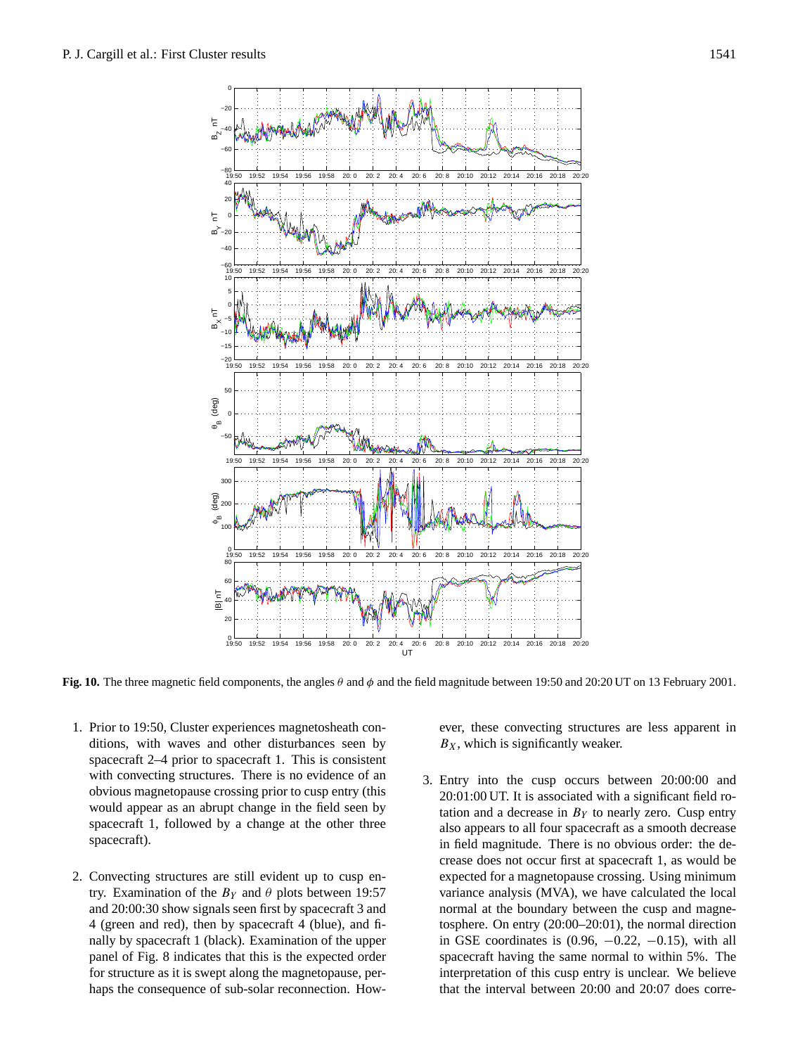B_Z nT
0
−20
−40
−60
−80
19:50 19:52 19:54 19:56 19:58 20: 0 20: 2 20: 4 20: 6 20: 8 20:10 20:12 20:14 20:16 20:18 20:20

B_Y nT
40
20
0
−20
−40
−60
19:50 19:52 19:54 19:56 19:58 20: 0 20: 2 20: 4 20: 6 20: 8 20:10 20:12 20:14 20:16 20:18 20:20

B_X nT
10
5
0
−5
−10
−15
−20
19:50 19:52 19:54 19:56 19:58 20: 0 20: 2 20: 4 20: 6 20: 8 20:10 20:12 20:14 20:16 20:18 20:20

θ_B (deg)
50
0
−50
19:50 19:52 19:54 19:56 19:58 20: 0 20: 2 20: 4 20: 6 20: 8 20:10 20:12 20:14 20:16 20:18 20:20

φ_B (deg)
300
200
100
0
19:50 19:52 19:54 19:56 19:58 20: 0 20: 2 20: 4 20: 6 20: 8 20:10 20:12 20:14 20:16 20:18 20:20

|B| nT
80
60
40
20
0
19:50 19:52 19:54 19:56 19:58 20: 0 20: 2 20: 4 20: 6 20: 8 20:10 20:12 20:14 20:16 20:18 20:20
UT

**Fig. 10.** The three magnetic field components, the angles $\theta$ and $\phi$ and the field magnitude between 19:50 and 20:20 UT on 13 February 2001.

1. Prior to 19:50, Cluster experiences magnetosheath conditions, with waves and other disturbances seen by spacecraft 2–4 prior to spacecraft 1. This is consistent with convecting structures. There is no evidence of an obvious magnetopause crossing prior to cusp entry (this would appear as an abrupt change in the field seen by spacecraft 1, followed by a change at the other three spacecraft).

2. Convecting structures are still evident up to cusp entry. Examination of the $B_Y$ and $\theta$ plots between 19:57 and 20:00:30 show signals seen first by spacecraft 3 and 4 (green and red), then by spacecraft 4 (blue), and finally by spacecraft 1 (black). Examination of the upper panel of Fig. 8 indicates that this is the expected order for structure as it is swept along the magnetopause, perhaps the consequence of sub-solar reconnection. However, these convecting structures are less apparent in $B_X$, which is significantly weaker.

3. Entry into the cusp occurs between 20:00:00 and 20:01:00 UT. It is associated with a significant field rotation and a decrease in $B_Y$ to nearly zero. Cusp entry also appears to all four spacecraft as a smooth decrease in field magnitude. There is no obvious order: the decrease does not occur first at spacecraft 1, as would be expected for a magnetopause crossing. Using minimum variance analysis (MVA), we have calculated the local normal at the boundary between the cusp and magnetosphere. On entry (20:00–20:01), the normal direction in GSE coordinates is (0.96, $-0.22$, $-0.15$), with all spacecraft having the same normal to within 5%. The interpretation of this cusp entry is unclear. We believe that the interval between 20:00 and 20:07 does corre-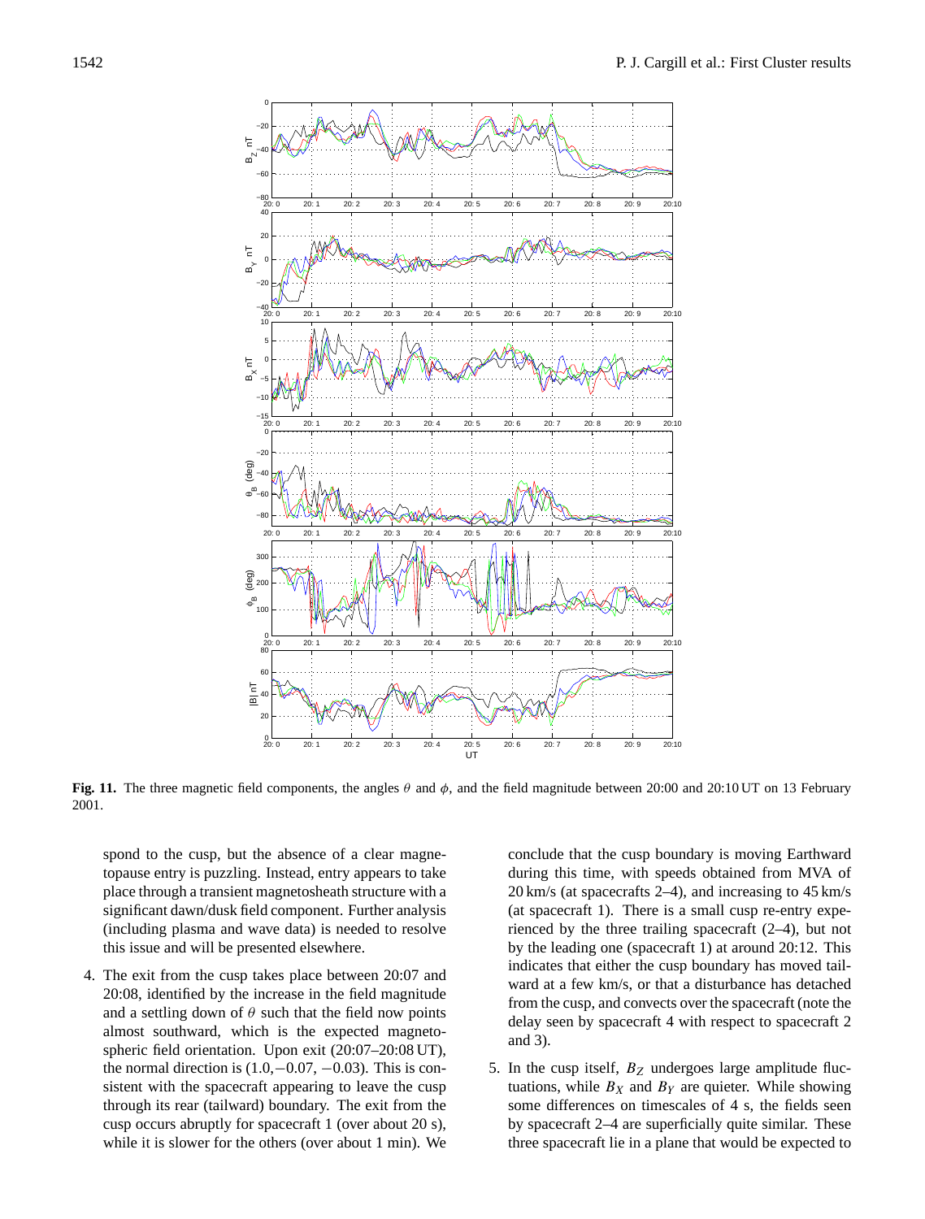B_Z nT
0
−20
−40
−60
−80
20: 0 20: 1 20: 2 20: 3 20: 4 20: 5 20: 6 20: 7 20: 8 20: 9 20:10

B_Y nT
40
20
0
−20
−40
20: 0 20: 1 20: 2 20: 3 20: 4 20: 5 20: 6 20: 7 20: 8 20: 9 20:10

B_X nT
10
5
0
−5
−10
−15
20: 0 20: 1 20: 2 20: 3 20: 4 20: 5 20: 6 20: 7 20: 8 20: 9 20:10

θ_B (deg)
0
−20
−40
−60
−80
20: 0 20: 1 20: 2 20: 3 20: 4 20: 5 20: 6 20: 7 20: 8 20: 9 20:10

φ_B (deg)
300
200
100
0
20: 0 20: 1 20: 2 20: 3 20: 4 20: 5 20: 6 20: 7 20: 8 20: 9 20:10

|B| nT
80
60
40
20
0
20: 0 20: 1 20: 2 20: 3 20: 4 20: 5 20: 6 20: 7 20: 8 20: 9 20:10
UT

**Fig. 11.** The three magnetic field components, the angles $\theta$ and $\phi$, and the field magnitude between 20:00 and 20:10 UT on 13 February 2001.

spond to the cusp, but the absence of a clear magnetopause entry is puzzling. Instead, entry appears to take place through a transient magnetosheath structure with a significant dawn/dusk field component. Further analysis (including plasma and wave data) is needed to resolve this issue and will be presented elsewhere.

4. The exit from the cusp takes place between 20:07 and 20:08, identified by the increase in the field magnitude and a settling down of $\theta$ such that the field now points almost southward, which is the expected magnetospheric field orientation. Upon exit (20:07–20:08 UT), the normal direction is $(1.0, -0.07, -0.03)$. This is consistent with the spacecraft appearing to leave the cusp through its rear (tailward) boundary. The exit from the cusp occurs abruptly for spacecraft 1 (over about 20 s), while it is slower for the others (over about 1 min). We conclude that the cusp boundary is moving Earthward during this time, with speeds obtained from MVA of 20 km/s (at spacecrafts 2–4), and increasing to 45 km/s (at spacecraft 1). There is a small cusp re-entry experienced by the three trailing spacecraft (2–4), but not by the leading one (spacecraft 1) at around 20:12. This indicates that either the cusp boundary has moved tailward at a few km/s, or that a disturbance has detached from the cusp, and convects over the spacecraft (note the delay seen by spacecraft 4 with respect to spacecraft 2 and 3).

5. In the cusp itself, $B_Z$ undergoes large amplitude fluctuations, while $B_X$ and $B_Y$ are quieter. While showing some differences on timescales of 4 s, the fields seen by spacecraft 2–4 are superficially quite similar. These three spacecraft lie in a plane that would be expected to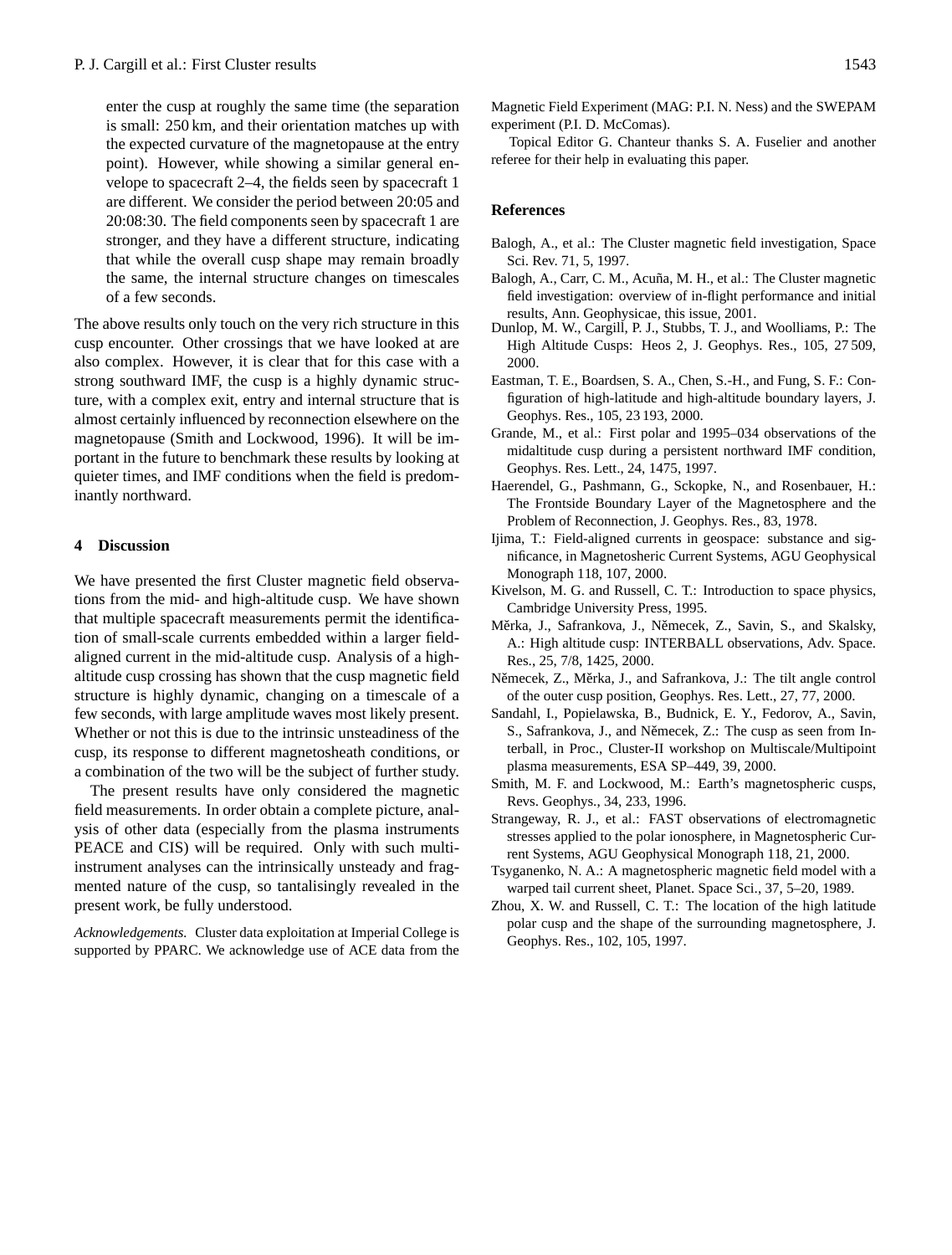enter the cusp at roughly the same time (the separation is small: 250 km, and their orientation matches up with the expected curvature of the magnetopause at the entry point). However, while showing a similar general envelope to spacecraft 2–4, the fields seen by spacecraft 1 are different. We consider the period between 20:05 and 20:08:30. The field components seen by spacecraft 1 are stronger, and they have a different structure, indicating that while the overall cusp shape may remain broadly the same, the internal structure changes on timescales of a few seconds.

The above results only touch on the very rich structure in this cusp encounter. Other crossings that we have looked at are also complex. However, it is clear that for this case with a strong southward IMF, the cusp is a highly dynamic structure, with a complex exit, entry and internal structure that is almost certainly influenced by reconnection elsewhere on the magnetopause (Smith and Lockwood, 1996). It will be important in the future to benchmark these results by looking at quieter times, and IMF conditions when the field is predominantly northward.

## 4 Discussion

We have presented the first Cluster magnetic field observations from the mid- and high-altitude cusp. We have shown that multiple spacecraft measurements permit the identification of small-scale currents embedded within a larger field-aligned current in the mid-altitude cusp. Analysis of a high-altitude cusp crossing has shown that the cusp magnetic field structure is highly dynamic, changing on a timescale of a few seconds, with large amplitude waves most likely present. Whether or not this is due to the intrinsic unsteadiness of the cusp, its response to different magnetosheath conditions, or a combination of the two will be the subject of further study.

The present results have only considered the magnetic field measurements. In order obtain a complete picture, analysis of other data (especially from the plasma instruments PEACE and CIS) will be required. Only with such multi-instrument analyses can the intrinsically unsteady and fragmented nature of the cusp, so tantalisingly revealed in the present work, be fully understood.

*Acknowledgements.* Cluster data exploitation at Imperial College is supported by PPARC. We acknowledge use of ACE data from the Magnetic Field Experiment (MAG: P.I. N. Ness) and the SWEPAM experiment (P.I. D. McComas).

Topical Editor G. Chanteur thanks S. A. Fuselier and another referee for their help in evaluating this paper.

## References

Balogh, A., et al.: The Cluster magnetic field investigation, Space Sci. Rev. 71, 5, 1997.

Balogh, A., Carr, C. M., Acuña, M. H., et al.: The Cluster magnetic field investigation: overview of in-flight performance and initial results, Ann. Geophysicae, this issue, 2001.

Dunlop, M. W., Cargill, P. J., Stubbs, T. J., and Woolliams, P.: The High Altitude Cusps: Heos 2, J. Geophys. Res., 105, 27 509, 2000.

Eastman, T. E., Boardsen, S. A., Chen, S.-H., and Fung, S. F.: Configuration of high-latitude and high-altitude boundary layers, J. Geophys. Res., 105, 23 193, 2000.

Grande, M., et al.: First polar and 1995–034 observations of the midaltitude cusp during a persistent northward IMF condition, Geophys. Res. Lett., 24, 1475, 1997.

Haerendel, G., Pashmann, G., Sckopke, N., and Rosenbauer, H.: The Frontside Boundary Layer of the Magnetosphere and the Problem of Reconnection, J. Geophys. Res., 83, 1978.

Ijima, T.: Field-aligned currents in geospace: substance and significance, in Magnetosheric Current Systems, AGU Geophysical Monograph 118, 107, 2000.

Kivelson, M. G. and Russell, C. T.: Introduction to space physics, Cambridge University Press, 1995.

Měrka, J., Safrankova, J., Němecek, Z., Savin, S., and Skalsky, A.: High altitude cusp: INTERBALL observations, Adv. Space. Res., 25, 7/8, 1425, 2000.

Němecek, Z., Měrka, J., and Safrankova, J.: The tilt angle control of the outer cusp position, Geophys. Res. Lett., 27, 77, 2000.

Sandahl, I., Popielawska, B., Budnick, E. Y., Fedorov, A., Savin, S., Safrankova, J., and Němecek, Z.: The cusp as seen from Interball, in Proc., Cluster-II workshop on Multiscale/Multipoint plasma measurements, ESA SP–449, 39, 2000.

Smith, M. F. and Lockwood, M.: Earth's magnetospheric cusps, Revs. Geophys., 34, 233, 1996.

Strangeway, R. J., et al.: FAST observations of electromagnetic stresses applied to the polar ionosphere, in Magnetospheric Current Systems, AGU Geophysical Monograph 118, 21, 2000.

Tsyganenko, N. A.: A magnetospheric magnetic field model with a warped tail current sheet, Planet. Space Sci., 37, 5–20, 1989.

Zhou, X. W. and Russell, C. T.: The location of the high latitude polar cusp and the shape of the surrounding magnetosphere, J. Geophys. Res., 102, 105, 1997.